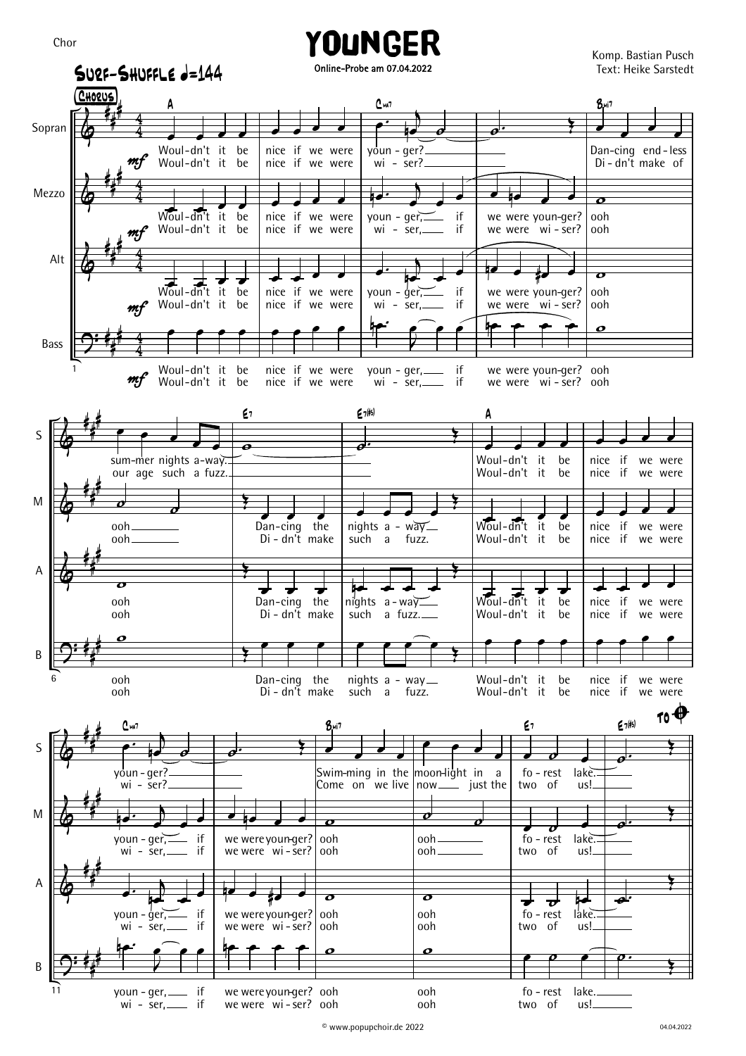Chor

# YOUNGER

**Online-Probe am 07.04.2022**

Komp. Bastian Pusch
Text: Heike Sarstedt

**Surf-Shuffle ♩=144**

**Chorus**

Sopran:
Woul-dn't it be nice if we were youn - ger? Dan-cing end-less sum-mer nights a-way. Woul-dn't it be nice if we were youn - ger? Swim-ming in the moon-light in a fo - rest lake.
Woul-dn't it be nice if we were wi - ser? Di - dn't make of our age such a fuzz. Woul-dn't it be nice if we were wi - ser? Come on we live now just the two of us!

Mezzo:
Woul-dn't it be nice if we were youn - ger, if we were youn-ger? ooh ooh Dan-cing the nights a - way Woul-dn't it be nice if we were youn - ger, if we were youn-ger? ooh ooh fo - rest lake.
Woul-dn't it be nice if we were wi - ser, if we were wi - ser? ooh ooh Di - dn't make such a fuzz. Woul-dn't it be nice if we were wi - ser, if we were wi - ser? ooh ooh two of us!

Alt:
Woul-dn't it be nice if we were youn - ger, if we were youn-ger? ooh ooh Dan-cing the nights a-way Woul-dn't it be nice if we were youn - ger, if we were youn-ger? ooh ooh fo - rest lake.
Woul-dn't it be nice if we were wi - ser, if we were wi - ser? ooh ooh Di - dn't make such a fuzz. Woul-dn't it be nice if we were wi - ser, if we were wi - ser? ooh ooh two of us!

Bass:
Woul-dn't it be nice if we were youn - ger, if we were youn-ger? ooh ooh Dan-cing the nights a - way Woul-dn't it be nice if we were youn - ger, if we were youn-ger? ooh ooh fo - rest lake.
Woul-dn't it be nice if we were wi - ser, if we were wi - ser? ooh ooh Di - dn't make such a fuzz. Woul-dn't it be nice if we were wi - ser, if we were wi - ser? ooh ooh two of us!

© www.popupchoir.de 2022

04.04.2022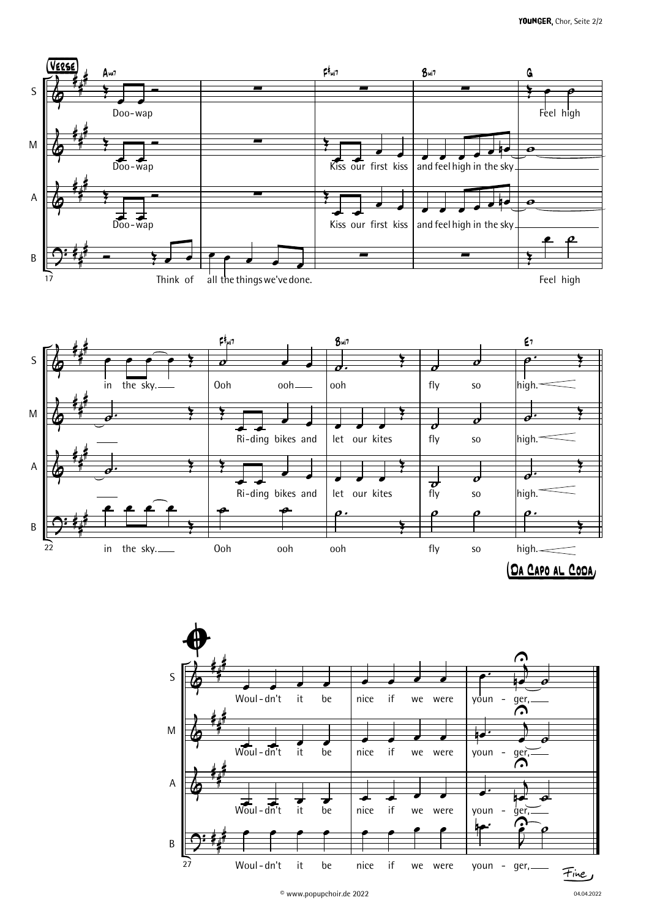**Verse**

Amaj7 – F♯mi7 – Bmi7 – G

S: Doo-wap … Feel high in the sky. Ooh ooh ooh fly so high.

M: Doo-wap … Kiss our first kiss and feel high in the sky. Ri-ding bikes and let our kites fly so high.

A: Doo-wap … Kiss our first kiss and feel high in the sky. Ri-ding bikes and let our kites fly so high.

B: Think of all the things we've done. Feel high in the sky. Ooh ooh ooh fly so high.

F♯mi7 – Bmi7 – E7

**Da Capo al Coda**

**Coda**

S, M, A, B: Woul-dn't it be nice if we were youn - ger,

**Fine**

© www.popupchoir.de 2022

04.04.2022